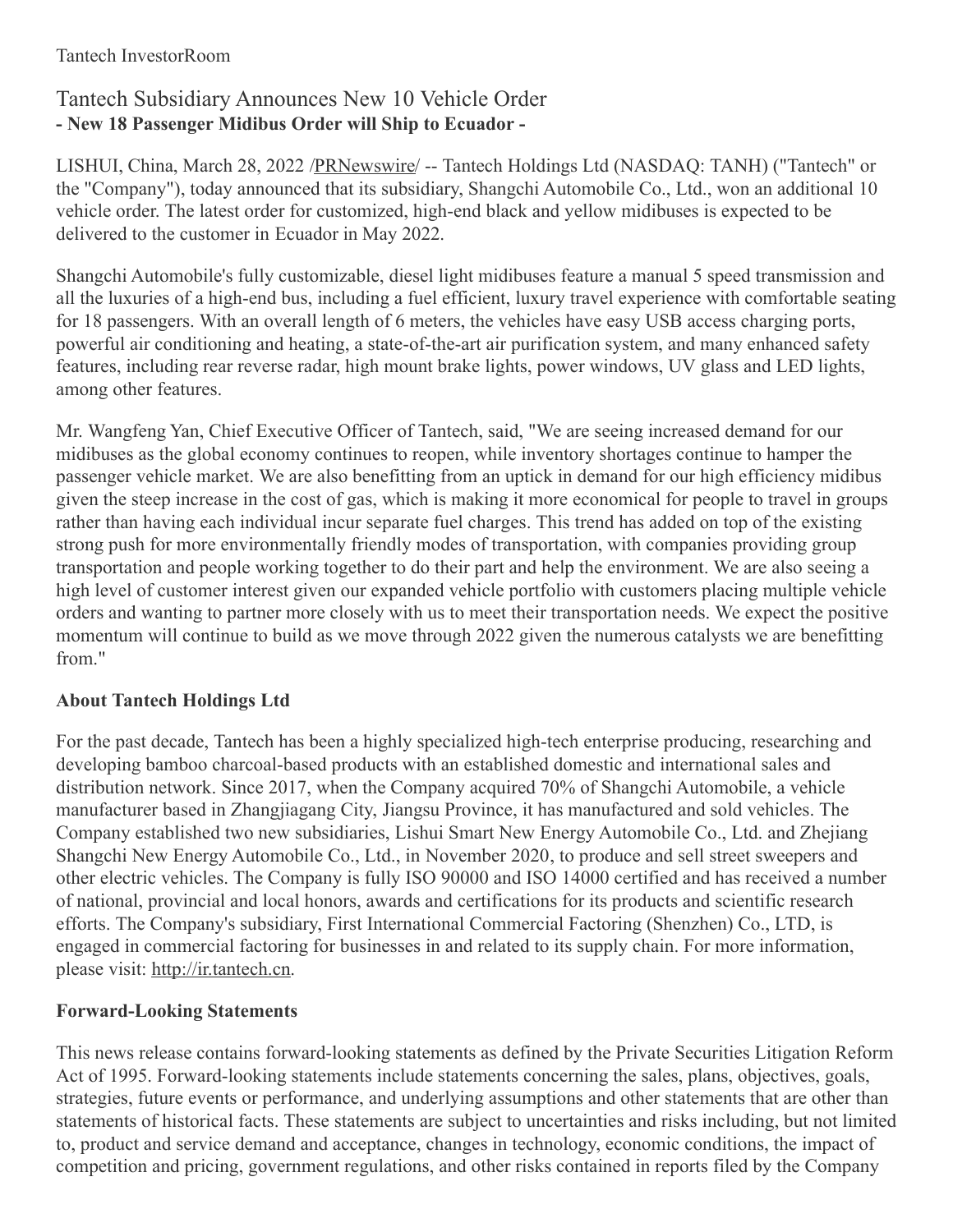Tantech InvestorRoom

# Tantech Subsidiary Announces New 10 Vehicle Order

**- New 18 Passenger Midibus Order will Ship to Ecuador -**

LISHUI, China, March 28, 2022 /PRNewswire/ -- Tantech Holdings Ltd (NASDAQ: TANH) ("Tantech" or the "Company"), today announced that its subsidiary, Shangchi Automobile Co., Ltd., won an additional 10 vehicle order. The latest order for customized, high-end black and yellow midibuses is expected to be delivered to the customer in Ecuador in May 2022.

Shangchi Automobile's fully customizable, diesel light midibuses feature a manual 5 speed transmission and all the luxuries of a high-end bus, including a fuel efficient, luxury travel experience with comfortable seating for 18 passengers. With an overall length of 6 meters, the vehicles have easy USB access charging ports, powerful air conditioning and heating, a state-of-the-art air purification system, and many enhanced safety features, including rear reverse radar, high mount brake lights, power windows, UV glass and LED lights, among other features.

Mr. Wangfeng Yan, Chief Executive Officer of Tantech, said, "We are seeing increased demand for our midibuses as the global economy continues to reopen, while inventory shortages continue to hamper the passenger vehicle market. We are also benefitting from an uptick in demand for our high efficiency midibus given the steep increase in the cost of gas, which is making it more economical for people to travel in groups rather than having each individual incur separate fuel charges. This trend has added on top of the existing strong push for more environmentally friendly modes of transportation, with companies providing group transportation and people working together to do their part and help the environment. We are also seeing a high level of customer interest given our expanded vehicle portfolio with customers placing multiple vehicle orders and wanting to partner more closely with us to meet their transportation needs. We expect the positive momentum will continue to build as we move through 2022 given the numerous catalysts we are benefitting from."

## About Tantech Holdings Ltd

For the past decade, Tantech has been a highly specialized high-tech enterprise producing, researching and developing bamboo charcoal-based products with an established domestic and international sales and distribution network. Since 2017, when the Company acquired 70% of Shangchi Automobile, a vehicle manufacturer based in Zhangjiagang City, Jiangsu Province, it has manufactured and sold vehicles. The Company established two new subsidiaries, Lishui Smart New Energy Automobile Co., Ltd. and Zhejiang Shangchi New Energy Automobile Co., Ltd., in November 2020, to produce and sell street sweepers and other electric vehicles. The Company is fully ISO 90000 and ISO 14000 certified and has received a number of national, provincial and local honors, awards and certifications for its products and scientific research efforts. The Company's subsidiary, First International Commercial Factoring (Shenzhen) Co., LTD, is engaged in commercial factoring for businesses in and related to its supply chain. For more information, please visit: http://ir.tantech.cn.

## Forward-Looking Statements

This news release contains forward-looking statements as defined by the Private Securities Litigation Reform Act of 1995. Forward-looking statements include statements concerning the sales, plans, objectives, goals, strategies, future events or performance, and underlying assumptions and other statements that are other than statements of historical facts. These statements are subject to uncertainties and risks including, but not limited to, product and service demand and acceptance, changes in technology, economic conditions, the impact of competition and pricing, government regulations, and other risks contained in reports filed by the Company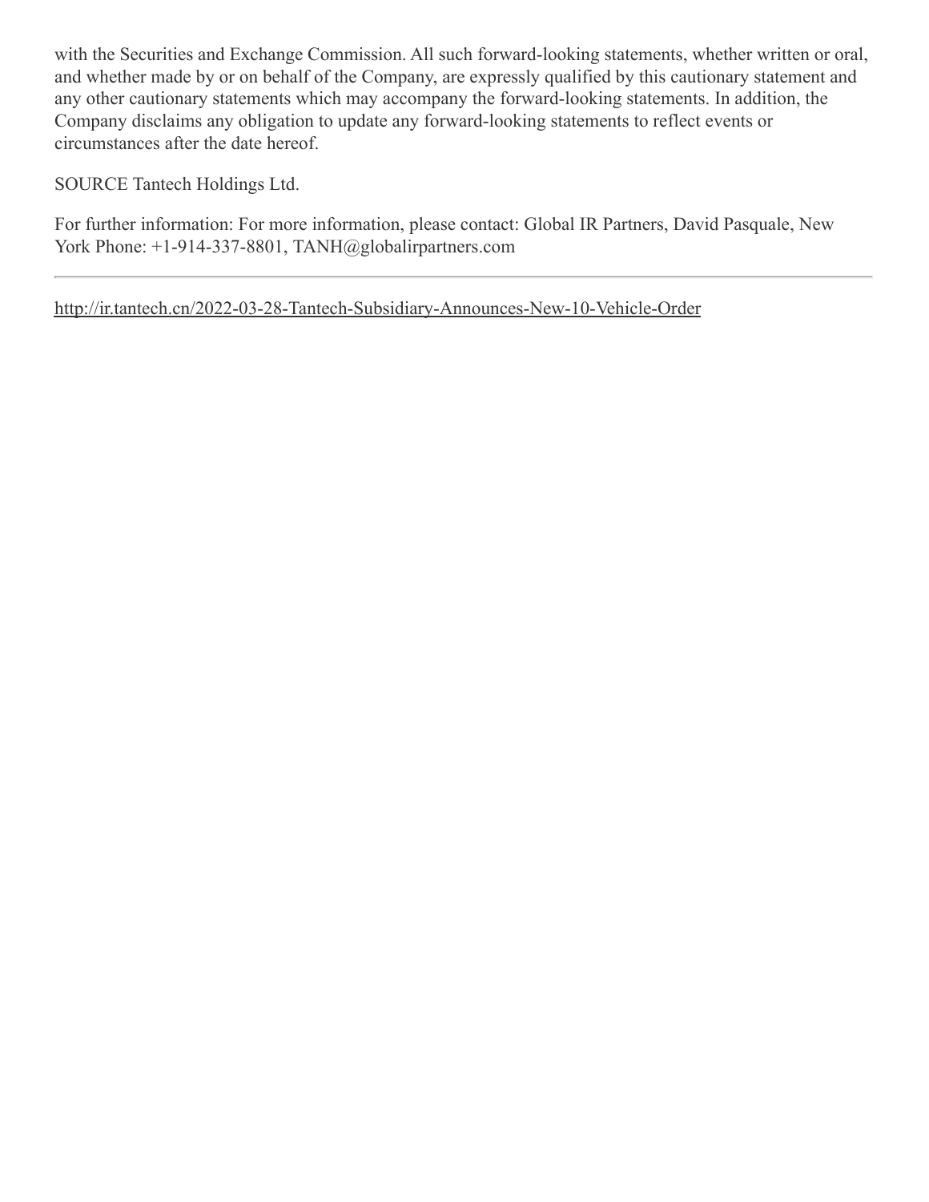with the Securities and Exchange Commission. All such forward-looking statements, whether written or oral, and whether made by or on behalf of the Company, are expressly qualified by this cautionary statement and any other cautionary statements which may accompany the forward-looking statements. In addition, the Company disclaims any obligation to update any forward-looking statements to reflect events or circumstances after the date hereof.

SOURCE Tantech Holdings Ltd.

For further information: For more information, please contact: Global IR Partners, David Pasquale, New York Phone: +1-914-337-8801, TANH@globalirpartners.com

---

http://ir.tantech.cn/2022-03-28-Tantech-Subsidiary-Announces-New-10-Vehicle-Order